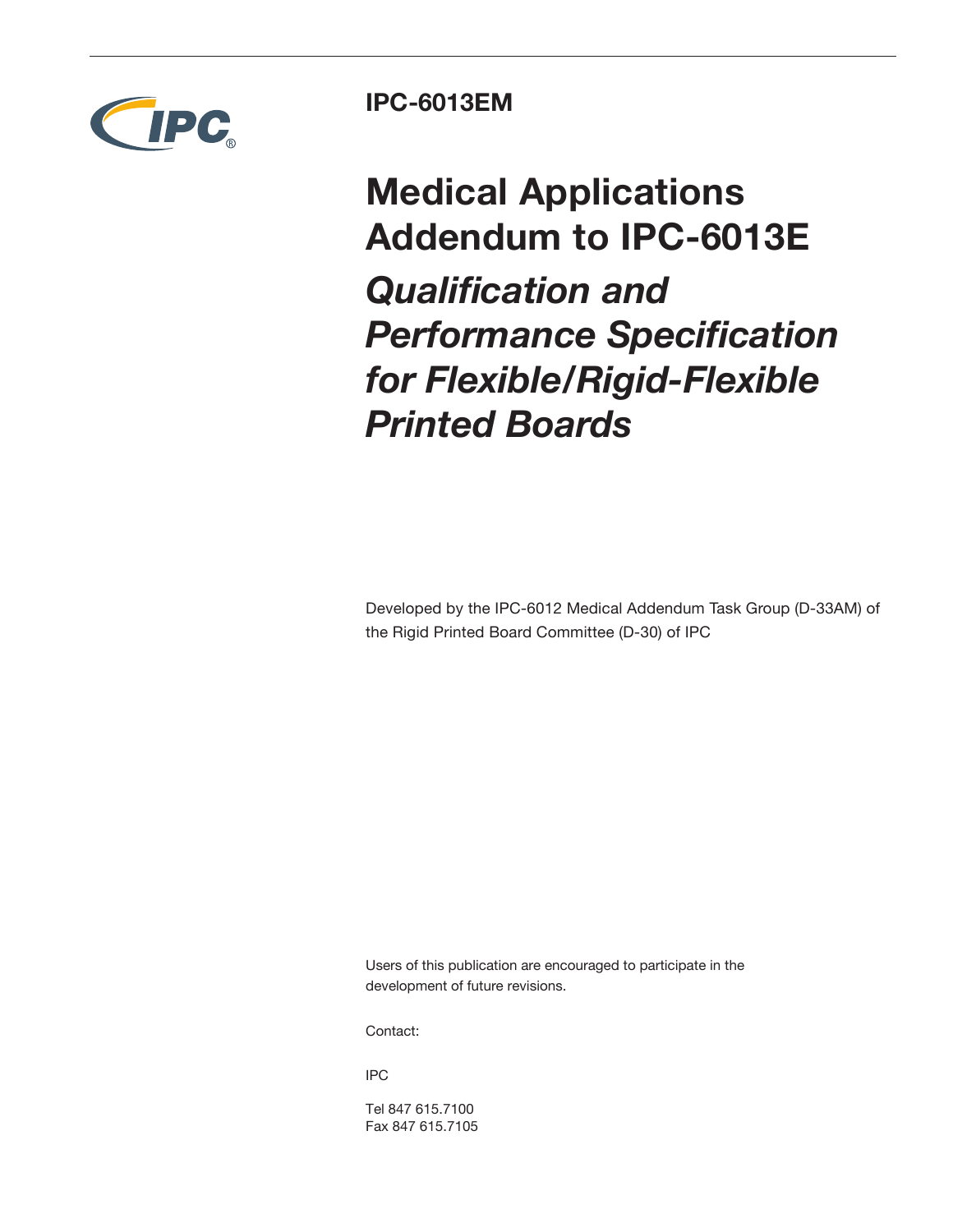**IPC-6013EM**

# Medical Applications Addendum to IPC-6013E

## *Qualification and Performance Specification for Flexible/Rigid-Flexible Printed Boards*

Developed by the IPC-6012 Medical Addendum Task Group (D-33AM) of the Rigid Printed Board Committee (D-30) of IPC

Users of this publication are encouraged to participate in the development of future revisions.

Contact:

IPC

Tel 847 615.7100
Fax 847 615.7105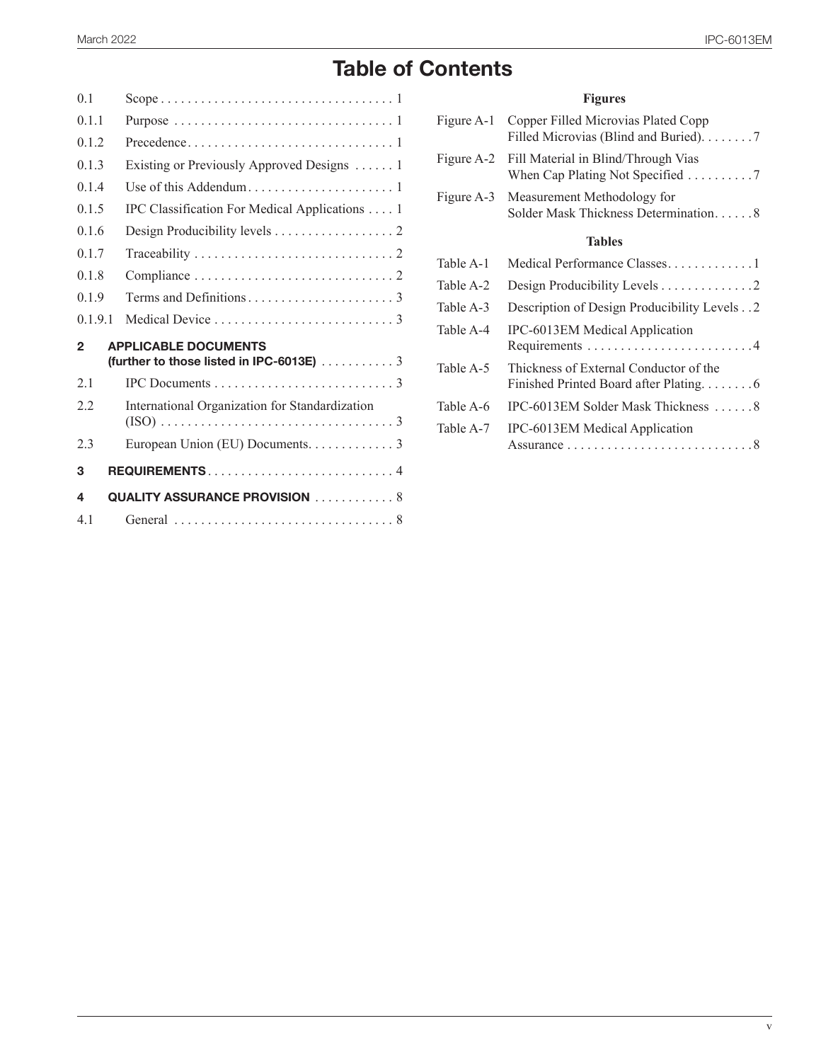# Table of Contents

0.1 Scope . . . . . . . . . . . . . . . . . . . . . . . . . . . . . . . . . . . 1

0.1.1 Purpose . . . . . . . . . . . . . . . . . . . . . . . . . . . . . . . . . 1

0.1.2 Precedence. . . . . . . . . . . . . . . . . . . . . . . . . . . . . . . 1

0.1.3 Existing or Previously Approved Designs . . . . . . 1

0.1.4 Use of this Addendum . . . . . . . . . . . . . . . . . . . . . . 1

0.1.5 IPC Classification For Medical Applications . . . . 1

0.1.6 Design Producibility levels . . . . . . . . . . . . . . . . . . 2

0.1.7 Traceability . . . . . . . . . . . . . . . . . . . . . . . . . . . . . . 2

0.1.8 Compliance . . . . . . . . . . . . . . . . . . . . . . . . . . . . . . 2

0.1.9 Terms and Definitions . . . . . . . . . . . . . . . . . . . . . . 3

0.1.9.1 Medical Device . . . . . . . . . . . . . . . . . . . . . . . . . . . 3

**2 APPLICABLE DOCUMENTS (further to those listed in IPC-6013E)** . . . . . . . . . . . 3

2.1 IPC Documents . . . . . . . . . . . . . . . . . . . . . . . . . . . 3

2.2 International Organization for Standardization (ISO) . . . . . . . . . . . . . . . . . . . . . . . . . . . . . . . . . . 3

2.3 European Union (EU) Documents. . . . . . . . . . . . . 3

**3 REQUIREMENTS** . . . . . . . . . . . . . . . . . . . . . . . . . . . . 4

**4 QUALITY ASSURANCE PROVISION** . . . . . . . . . . . . 8

4.1 General . . . . . . . . . . . . . . . . . . . . . . . . . . . . . . . . . 8

## Figures

Figure A-1 Copper Filled Microvias Plated Copp Filled Microvias (Blind and Buried). . . . . . . . 7

Figure A-2 Fill Material in Blind/Through Vias When Cap Plating Not Specified . . . . . . . . . . 7

Figure A-3 Measurement Methodology for Solder Mask Thickness Determination. . . . . . 8

## Tables

Table A-1 Medical Performance Classes. . . . . . . . . . . . .1

Table A-2 Design Producibility Levels . . . . . . . . . . . . . .2

Table A-3 Description of Design Producibility Levels . . 2

Table A-4 IPC-6013EM Medical Application Requirements . . . . . . . . . . . . . . . . . . . . . . . . .4

Table A-5 Thickness of External Conductor of the Finished Printed Board after Plating. . . . . . . . 6

Table A-6 IPC-6013EM Solder Mask Thickness . . . . . . 8

Table A-7 IPC-6013EM Medical Application Assurance . . . . . . . . . . . . . . . . . . . . . . . . . . . .8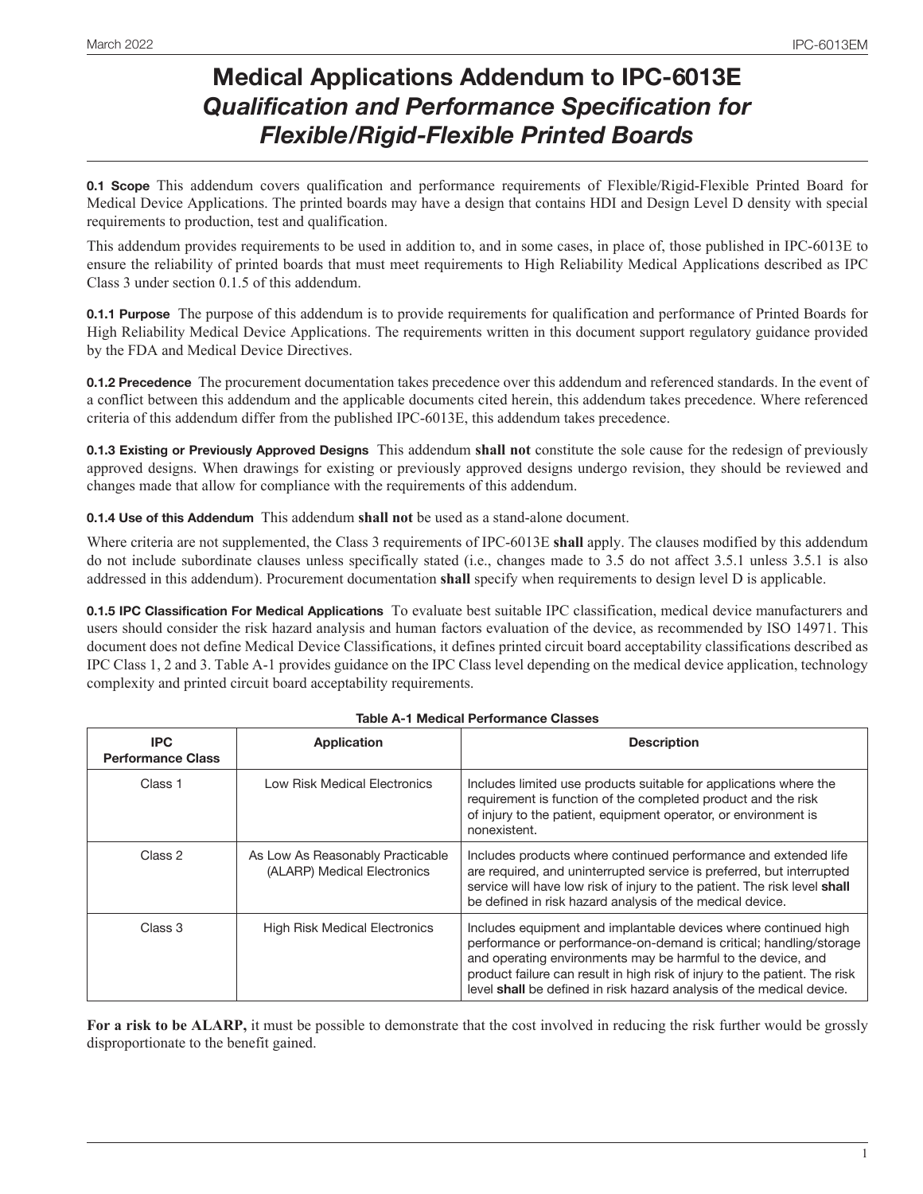# Medical Applications Addendum to IPC-6013E
## *Qualification and Performance Specification for Flexible/Rigid-Flexible Printed Boards*

**0.1 Scope** This addendum covers qualification and performance requirements of Flexible/Rigid-Flexible Printed Board for Medical Device Applications. The printed boards may have a design that contains HDI and Design Level D density with special requirements to production, test and qualification.

This addendum provides requirements to be used in addition to, and in some cases, in place of, those published in IPC-6013E to ensure the reliability of printed boards that must meet requirements to High Reliability Medical Applications described as IPC Class 3 under section 0.1.5 of this addendum.

**0.1.1 Purpose** The purpose of this addendum is to provide requirements for qualification and performance of Printed Boards for High Reliability Medical Device Applications. The requirements written in this document support regulatory guidance provided by the FDA and Medical Device Directives.

**0.1.2 Precedence** The procurement documentation takes precedence over this addendum and referenced standards. In the event of a conflict between this addendum and the applicable documents cited herein, this addendum takes precedence. Where referenced criteria of this addendum differ from the published IPC-6013E, this addendum takes precedence.

**0.1.3 Existing or Previously Approved Designs** This addendum **shall not** constitute the sole cause for the redesign of previously approved designs. When drawings for existing or previously approved designs undergo revision, they should be reviewed and changes made that allow for compliance with the requirements of this addendum.

**0.1.4 Use of this Addendum** This addendum **shall not** be used as a stand-alone document.

Where criteria are not supplemented, the Class 3 requirements of IPC-6013E **shall** apply. The clauses modified by this addendum do not include subordinate clauses unless specifically stated (i.e., changes made to 3.5 do not affect 3.5.1 unless 3.5.1 is also addressed in this addendum). Procurement documentation **shall** specify when requirements to design level D is applicable.

**0.1.5 IPC Classification For Medical Applications** To evaluate best suitable IPC classification, medical device manufacturers and users should consider the risk hazard analysis and human factors evaluation of the device, as recommended by ISO 14971. This document does not define Medical Device Classifications, it defines printed circuit board acceptability classifications described as IPC Class 1, 2 and 3. Table A-1 provides guidance on the IPC Class level depending on the medical device application, technology complexity and printed circuit board acceptability requirements.

**Table A-1 Medical Performance Classes**

| IPC Performance Class | Application | Description |
|---|---|---|
| Class 1 | Low Risk Medical Electronics | Includes limited use products suitable for applications where the requirement is function of the completed product and the risk of injury to the patient, equipment operator, or environment is nonexistent. |
| Class 2 | As Low As Reasonably Practicable (ALARP) Medical Electronics | Includes products where continued performance and extended life are required, and uninterrupted service is preferred, but interrupted service will have low risk of injury to the patient. The risk level **shall** be defined in risk hazard analysis of the medical device. |
| Class 3 | High Risk Medical Electronics | Includes equipment and implantable devices where continued high performance or performance-on-demand is critical; handling/storage and operating environments may be harmful to the device, and product failure can result in high risk of injury to the patient. The risk level **shall** be defined in risk hazard analysis of the medical device. |

**For a risk to be ALARP,** it must be possible to demonstrate that the cost involved in reducing the risk further would be grossly disproportionate to the benefit gained.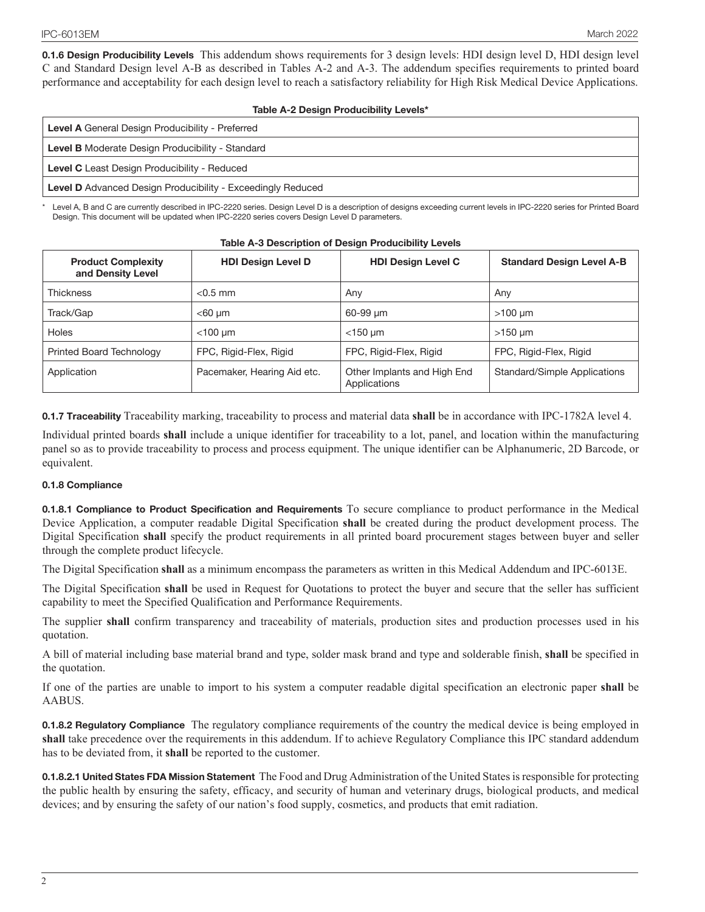**0.1.6 Design Producibility Levels** This addendum shows requirements for 3 design levels: HDI design level D, HDI design level C and Standard Design level A-B as described in Tables A-2 and A-3. The addendum specifies requirements to printed board performance and acceptability for each design level to reach a satisfactory reliability for High Risk Medical Device Applications.

**Table A-2 Design Producibility Levels***

| |
|---|
| **Level A** General Design Producibility - Preferred |
| **Level B** Moderate Design Producibility - Standard |
| **Level C** Least Design Producibility - Reduced |
| **Level D** Advanced Design Producibility - Exceedingly Reduced |

\* Level A, B and C are currently described in IPC-2220 series. Design Level D is a description of designs exceeding current levels in IPC-2220 series for Printed Board Design. This document will be updated when IPC-2220 series covers Design Level D parameters.

**Table A-3 Description of Design Producibility Levels**

| Product Complexity and Density Level | HDI Design Level D | HDI Design Level C | Standard Design Level A-B |
|---|---|---|---|
| Thickness | <0.5 mm | Any | Any |
| Track/Gap | <60 µm | 60-99 µm | >100 µm |
| Holes | <100 µm | <150 µm | >150 µm |
| Printed Board Technology | FPC, Rigid-Flex, Rigid | FPC, Rigid-Flex, Rigid | FPC, Rigid-Flex, Rigid |
| Application | Pacemaker, Hearing Aid etc. | Other Implants and High End Applications | Standard/Simple Applications |

**0.1.7 Traceability** Traceability marking, traceability to process and material data **shall** be in accordance with IPC-1782A level 4.

Individual printed boards **shall** include a unique identifier for traceability to a lot, panel, and location within the manufacturing panel so as to provide traceability to process and process equipment. The unique identifier can be Alphanumeric, 2D Barcode, or equivalent.

**0.1.8 Compliance**

**0.1.8.1 Compliance to Product Specification and Requirements** To secure compliance to product performance in the Medical Device Application, a computer readable Digital Specification **shall** be created during the product development process. The Digital Specification **shall** specify the product requirements in all printed board procurement stages between buyer and seller through the complete product lifecycle.

The Digital Specification **shall** as a minimum encompass the parameters as written in this Medical Addendum and IPC-6013E.

The Digital Specification **shall** be used in Request for Quotations to protect the buyer and secure that the seller has sufficient capability to meet the Specified Qualification and Performance Requirements.

The supplier **shall** confirm transparency and traceability of materials, production sites and production processes used in his quotation.

A bill of material including base material brand and type, solder mask brand and type and solderable finish, **shall** be specified in the quotation.

If one of the parties are unable to import to his system a computer readable digital specification an electronic paper **shall** be AABUS.

**0.1.8.2 Regulatory Compliance** The regulatory compliance requirements of the country the medical device is being employed in **shall** take precedence over the requirements in this addendum. If to achieve Regulatory Compliance this IPC standard addendum has to be deviated from, it **shall** be reported to the customer.

**0.1.8.2.1 United States FDA Mission Statement** The Food and Drug Administration of the United States is responsible for protecting the public health by ensuring the safety, efficacy, and security of human and veterinary drugs, biological products, and medical devices; and by ensuring the safety of our nation's food supply, cosmetics, and products that emit radiation.